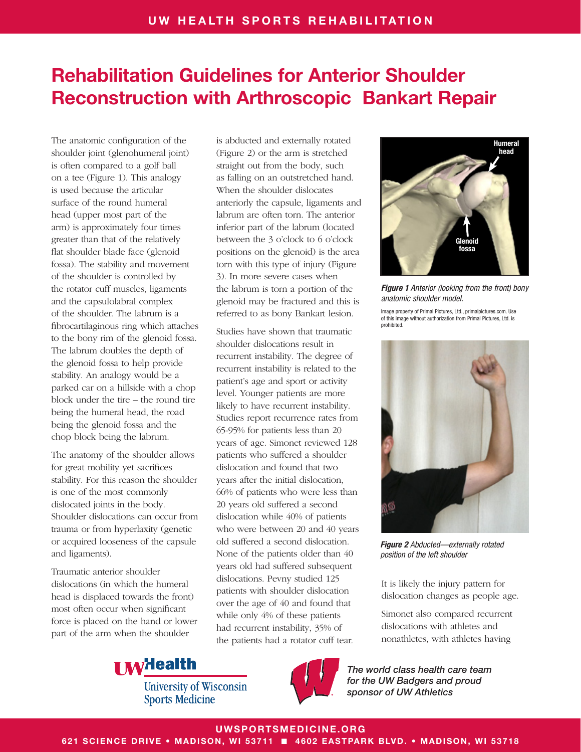# Rehabilitation Guidelines for Anterior Shoulder Reconstruction with Arthroscopic Bankart Repair

The anatomic configuration of the shoulder joint (glenohumeral joint) is often compared to a golf ball on a tee (Figure 1). This analogy is used because the articular surface of the round humeral head (upper most part of the arm) is approximately four times greater than that of the relatively flat shoulder blade face (glenoid fossa). The stability and movement of the shoulder is controlled by the rotator cuff muscles, ligaments and the capsulolabral complex of the shoulder. The labrum is a fibrocartilaginous ring which attaches to the bony rim of the glenoid fossa. The labrum doubles the depth of the glenoid fossa to help provide stability. An analogy would be a parked car on a hillside with a chop block under the tire – the round tire being the humeral head, the road being the glenoid fossa and the chop block being the labrum.

The anatomy of the shoulder allows for great mobility yet sacrifices stability. For this reason the shoulder is one of the most commonly dislocated joints in the body. Shoulder dislocations can occur from trauma or from hyperlaxity (genetic or acquired looseness of the capsule and ligaments).

Traumatic anterior shoulder dislocations (in which the humeral head is displaced towards the front) most often occur when significant force is placed on the hand or lower part of the arm when the shoulder is abducted and externally rotated (Figure 2) or the arm is stretched straight out from the body, such as falling on an outstretched hand. When the shoulder dislocates anteriorly the capsule, ligaments and labrum are often torn. The anterior inferior part of the labrum (located between the 3 o'clock to 6 o'clock positions on the glenoid) is the area torn with this type of injury (Figure 3). In more severe cases when the labrum is torn a portion of the glenoid may be fractured and this is referred to as bony Bankart lesion.

Studies have shown that traumatic shoulder dislocations result in recurrent instability. The degree of recurrent instability is related to the patient's age and sport or activity level. Younger patients are more likely to have recurrent instability. Studies report recurrence rates from 65-95% for patients less than 20 years of age. Simonet reviewed 128 patients who suffered a shoulder dislocation and found that two years after the initial dislocation, 66% of patients who were less than 20 years old suffered a second dislocation while 40% of patients who were between 20 and 40 years old suffered a second dislocation. None of the patients older than 40 years old had suffered subsequent dislocations. Pevny studied 125 patients with shoulder dislocation over the age of 40 and found that while only 4% of these patients had recurrent instability, 35% of the patients had a rotator cuff tear.

Humeral head

Glenoid fossa

***Figure 1*** *Anterior (looking from the front) bony anatomic shoulder model.*

Image property of Primal Pictures, Ltd., primalpictures.com. Use of this image without authorization from Primal Pictures, Ltd. is prohibited.

***Figure 2*** *Abducted—externally rotated position of the left shoulder*

It is likely the injury pattern for dislocation changes as people age.

Simonet also compared recurrent dislocations with athletes and nonathletes, with athletes having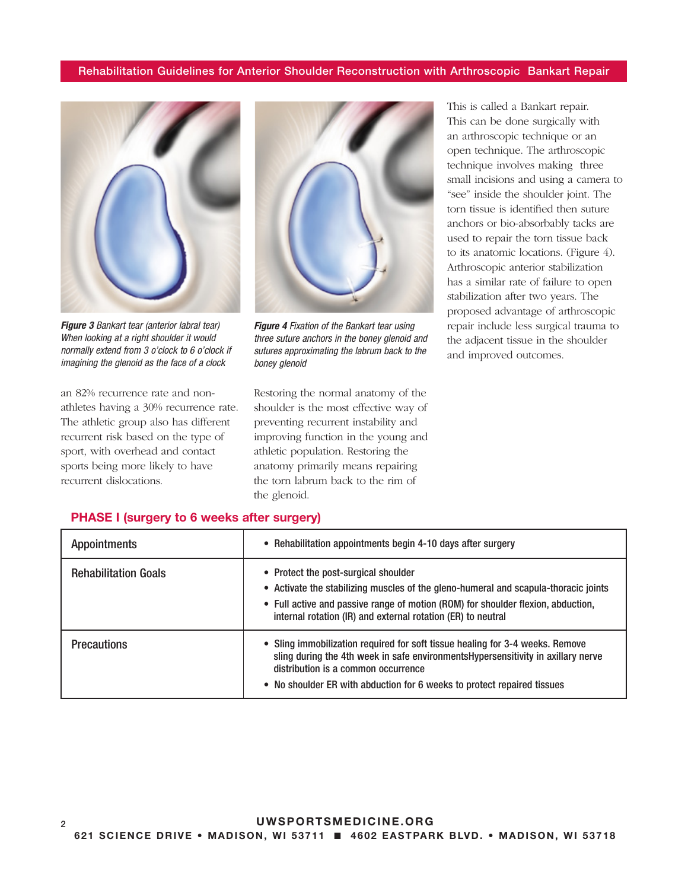*Figure 3* Bankart tear (anterior labral tear) When looking at a right shoulder it would normally extend from 3 o'clock to 6 o'clock if imagining the glenoid as the face of a clock

*Figure 4* Fixation of the Bankart tear using three suture anchors in the boney glenoid and sutures approximating the labrum back to the boney glenoid

an 82% recurrence rate and non-athletes having a 30% recurrence rate. The athletic group also has different recurrent risk based on the type of sport, with overhead and contact sports being more likely to have recurrent dislocations.

Restoring the normal anatomy of the shoulder is the most effective way of preventing recurrent instability and improving function in the young and athletic population. Restoring the anatomy primarily means repairing the torn labrum back to the rim of the glenoid.

This is called a Bankart repair. This can be done surgically with an arthroscopic technique or an open technique. The arthroscopic technique involves making three small incisions and using a camera to "see" inside the shoulder joint. The torn tissue is identified then suture anchors or bio-absorbably tacks are used to repair the torn tissue back to its anatomic locations. (Figure 4). Arthroscopic anterior stabilization has a similar rate of failure to open stabilization after two years. The proposed advantage of arthroscopic repair include less surgical trauma to the adjacent tissue in the shoulder and improved outcomes.

## PHASE I (surgery to 6 weeks after surgery)

| | |
|---|---|
| Appointments | • Rehabilitation appointments begin 4-10 days after surgery |
| Rehabilitation Goals | • Protect the post-surgical shoulder<br>• Activate the stabilizing muscles of the gleno-humeral and scapula-thoracic joints<br>• Full active and passive range of motion (ROM) for shoulder flexion, abduction, internal rotation (IR) and external rotation (ER) to neutral |
| Precautions | • Sling immobilization required for soft tissue healing for 3-4 weeks. Remove sling during the 4th week in safe environmentsHypersensitivity in axillary nerve distribution is a common occurrence<br>• No shoulder ER with abduction for 6 weeks to protect repaired tissues |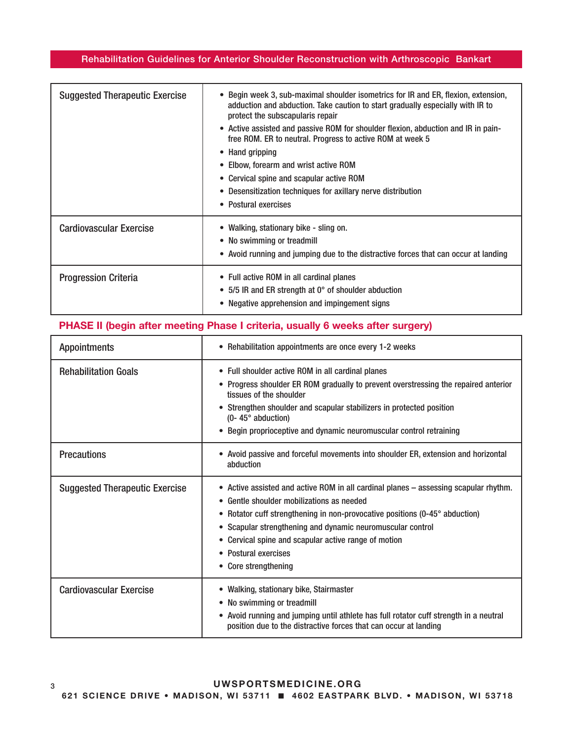| | |
|---|---|
| Suggested Therapeutic Exercise | • Begin week 3, sub-maximal shoulder isometrics for IR and ER, flexion, extension, adduction and abduction. Take caution to start gradually especially with IR to protect the subscapularis repair<br>• Active assisted and passive ROM for shoulder flexion, abduction and IR in pain-free ROM. ER to neutral. Progress to active ROM at week 5<br>• Hand gripping<br>• Elbow, forearm and wrist active ROM<br>• Cervical spine and scapular active ROM<br>• Desensitization techniques for axillary nerve distribution<br>• Postural exercises |
| Cardiovascular Exercise | • Walking, stationary bike - sling on.<br>• No swimming or treadmill<br>• Avoid running and jumping due to the distractive forces that can occur at landing |
| Progression Criteria | • Full active ROM in all cardinal planes<br>• 5/5 IR and ER strength at 0° of shoulder abduction<br>• Negative apprehension and impingement signs |

## PHASE II (begin after meeting Phase I criteria, usually 6 weeks after surgery)

| | |
|---|---|
| Appointments | • Rehabilitation appointments are once every 1-2 weeks |
| Rehabilitation Goals | • Full shoulder active ROM in all cardinal planes<br>• Progress shoulder ER ROM gradually to prevent overstressing the repaired anterior tissues of the shoulder<br>• Strengthen shoulder and scapular stabilizers in protected position (0- 45° abduction)<br>• Begin proprioceptive and dynamic neuromuscular control retraining |
| Precautions | • Avoid passive and forceful movements into shoulder ER, extension and horizontal abduction |
| Suggested Therapeutic Exercise | • Active assisted and active ROM in all cardinal planes – assessing scapular rhythm.<br>• Gentle shoulder mobilizations as needed<br>• Rotator cuff strengthening in non-provocative positions (0-45° abduction)<br>• Scapular strengthening and dynamic neuromuscular control<br>• Cervical spine and scapular active range of motion<br>• Postural exercises<br>• Core strengthening |
| Cardiovascular Exercise | • Walking, stationary bike, Stairmaster<br>• No swimming or treadmill<br>• Avoid running and jumping until athlete has full rotator cuff strength in a neutral position due to the distractive forces that can occur at landing |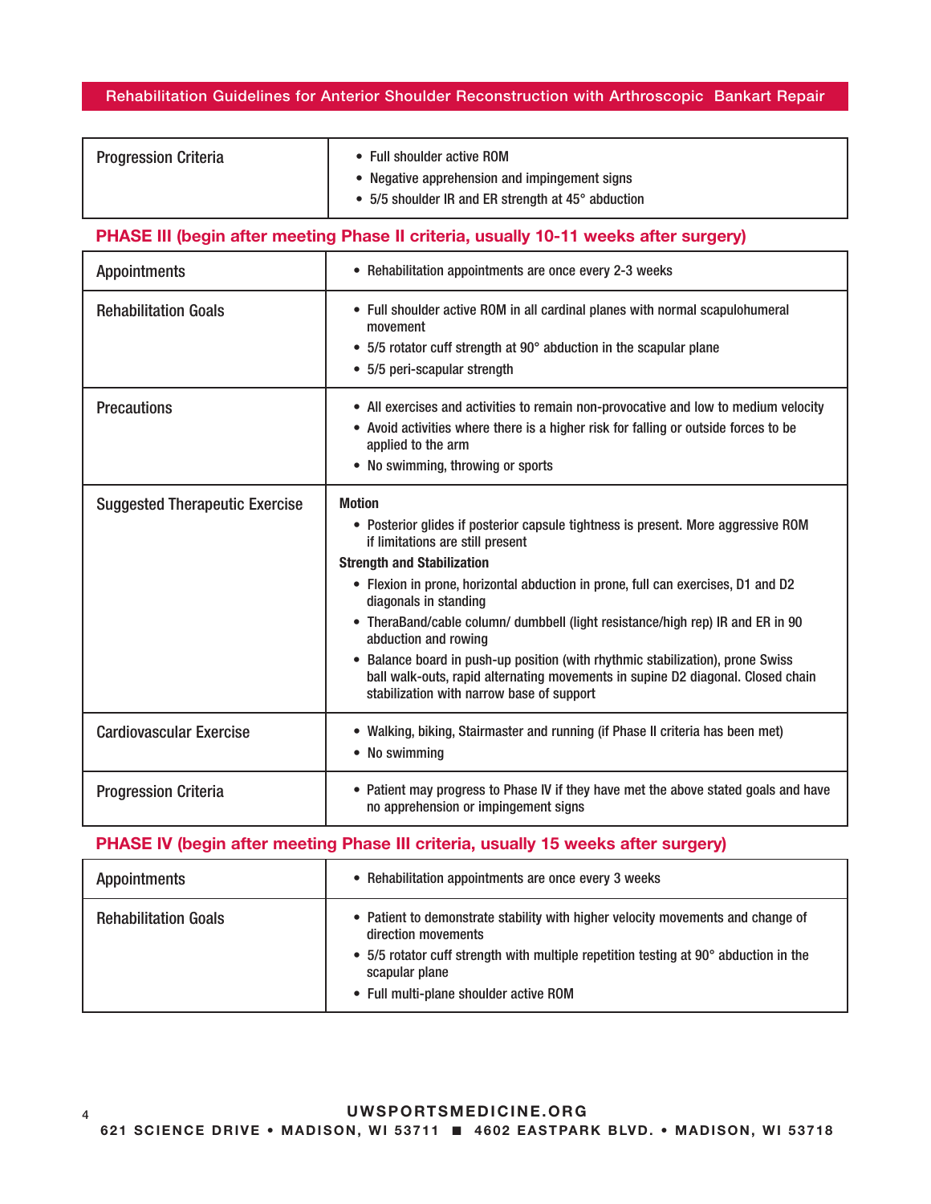| Progression Criteria | • Full shoulder active ROM<br>• Negative apprehension and impingement signs<br>• 5/5 shoulder IR and ER strength at 45° abduction |
|---|---|

## PHASE III (begin after meeting Phase II criteria, usually 10-11 weeks after surgery)

| Appointments | • Rehabilitation appointments are once every 2-3 weeks |
|---|---|
| Rehabilitation Goals | • Full shoulder active ROM in all cardinal planes with normal scapulohumeral movement<br>• 5/5 rotator cuff strength at 90° abduction in the scapular plane<br>• 5/5 peri-scapular strength |
| Precautions | • All exercises and activities to remain non-provocative and low to medium velocity<br>• Avoid activities where there is a higher risk for falling or outside forces to be applied to the arm<br>• No swimming, throwing or sports |
| Suggested Therapeutic Exercise | **Motion**<br>• Posterior glides if posterior capsule tightness is present. More aggressive ROM if limitations are still present<br>**Strength and Stabilization**<br>• Flexion in prone, horizontal abduction in prone, full can exercises, D1 and D2 diagonals in standing<br>• TheraBand/cable column/ dumbbell (light resistance/high rep) IR and ER in 90 abduction and rowing<br>• Balance board in push-up position (with rhythmic stabilization), prone Swiss ball walk-outs, rapid alternating movements in supine D2 diagonal. Closed chain stabilization with narrow base of support |
| Cardiovascular Exercise | • Walking, biking, Stairmaster and running (if Phase II criteria has been met)<br>• No swimming |
| Progression Criteria | • Patient may progress to Phase IV if they have met the above stated goals and have no apprehension or impingement signs |

## PHASE IV (begin after meeting Phase III criteria, usually 15 weeks after surgery)

| Appointments | • Rehabilitation appointments are once every 3 weeks |
|---|---|
| Rehabilitation Goals | • Patient to demonstrate stability with higher velocity movements and change of direction movements<br>• 5/5 rotator cuff strength with multiple repetition testing at 90° abduction in the scapular plane<br>• Full multi-plane shoulder active ROM |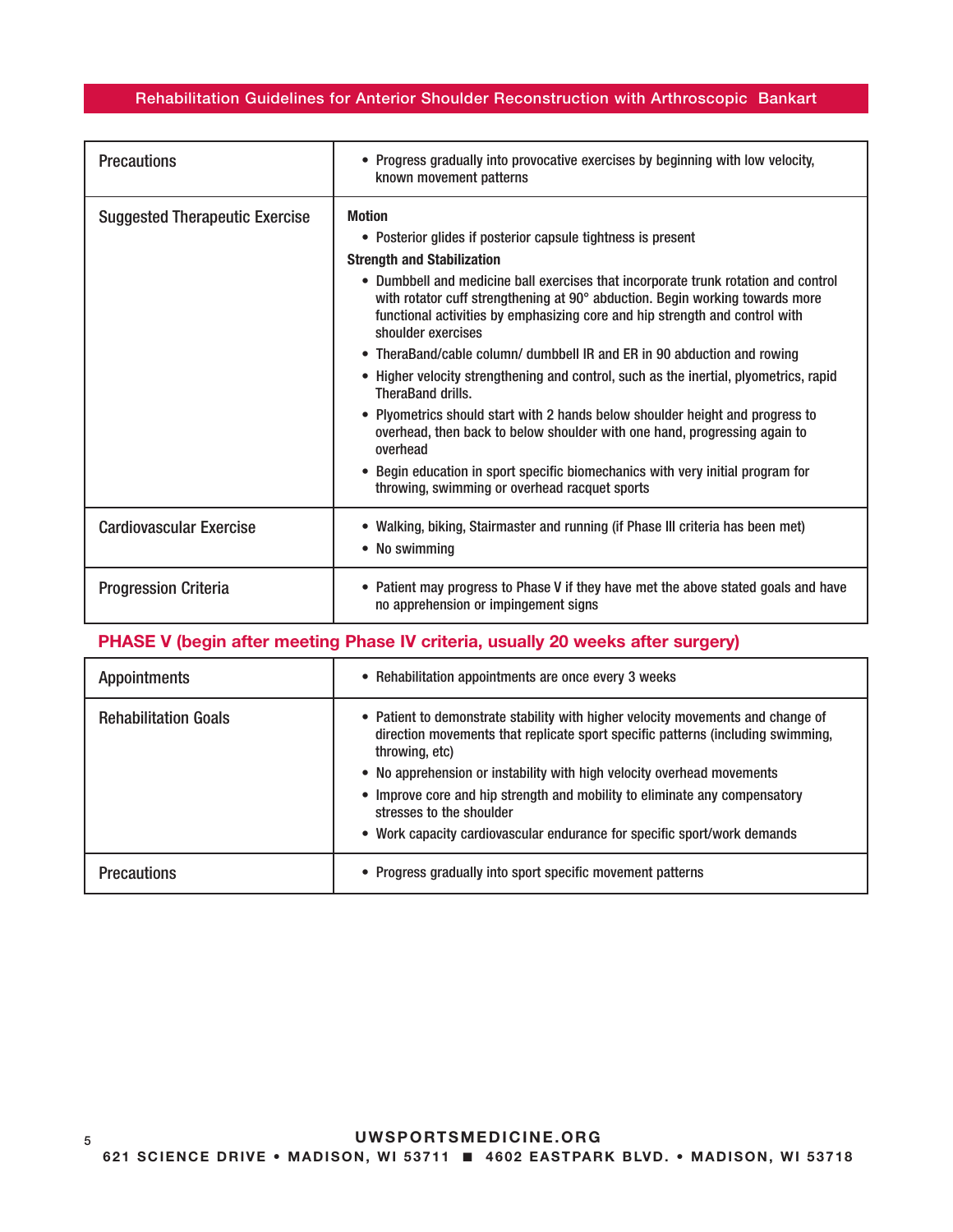| | |
|---|---|
| Precautions | • Progress gradually into provocative exercises by beginning with low velocity, known movement patterns |
| Suggested Therapeutic Exercise | **Motion**<br>• Posterior glides if posterior capsule tightness is present<br>**Strength and Stabilization**<br>• Dumbbell and medicine ball exercises that incorporate trunk rotation and control with rotator cuff strengthening at 90° abduction. Begin working towards more functional activities by emphasizing core and hip strength and control with shoulder exercises<br>• TheraBand/cable column/ dumbbell IR and ER in 90 abduction and rowing<br>• Higher velocity strengthening and control, such as the inertial, plyometrics, rapid TheraBand drills.<br>• Plyometrics should start with 2 hands below shoulder height and progress to overhead, then back to below shoulder with one hand, progressing again to overhead<br>• Begin education in sport specific biomechanics with very initial program for throwing, swimming or overhead racquet sports |
| Cardiovascular Exercise | • Walking, biking, Stairmaster and running (if Phase III criteria has been met)<br>• No swimming |
| Progression Criteria | • Patient may progress to Phase V if they have met the above stated goals and have no apprehension or impingement signs |

## PHASE V (begin after meeting Phase IV criteria, usually 20 weeks after surgery)

| | |
|---|---|
| Appointments | • Rehabilitation appointments are once every 3 weeks |
| Rehabilitation Goals | • Patient to demonstrate stability with higher velocity movements and change of direction movements that replicate sport specific patterns (including swimming, throwing, etc)<br>• No apprehension or instability with high velocity overhead movements<br>• Improve core and hip strength and mobility to eliminate any compensatory stresses to the shoulder<br>• Work capacity cardiovascular endurance for specific sport/work demands |
| Precautions | • Progress gradually into sport specific movement patterns |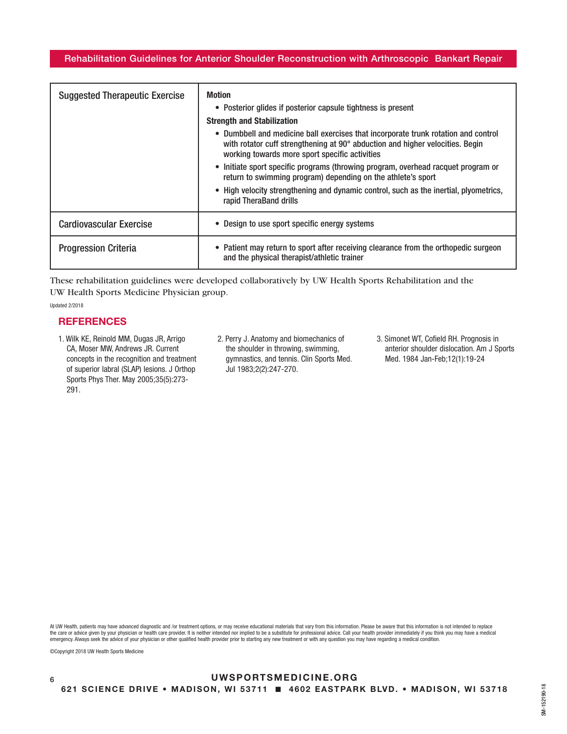## Rehabilitation Guidelines for Anterior Shoulder Reconstruction with Arthroscopic Bankart Repair

| | |
|---|---|
| Suggested Therapeutic Exercise | **Motion**<br>• Posterior glides if posterior capsule tightness is present<br>**Strength and Stabilization**<br>• Dumbbell and medicine ball exercises that incorporate trunk rotation and control with rotator cuff strengthening at 90° abduction and higher velocities. Begin working towards more sport specific activities<br>• Initiate sport specific programs (throwing program, overhead racquet program or return to swimming program) depending on the athlete's sport<br>• High velocity strengthening and dynamic control, such as the inertial, plyometrics, rapid TheraBand drills |
| Cardiovascular Exercise | • Design to use sport specific energy systems |
| Progression Criteria | • Patient may return to sport after receiving clearance from the orthopedic surgeon and the physical therapist/athletic trainer |

These rehabilitation guidelines were developed collaboratively by UW Health Sports Rehabilitation and the UW Health Sports Medicine Physician group.

Updated 2/2018

## REFERENCES

1. Wilk KE, Reinold MM, Dugas JR, Arrigo CA, Moser MW, Andrews JR. Current concepts in the recognition and treatment of superior labral (SLAP) lesions. J Orthop Sports Phys Ther. May 2005;35(5):273-291.
2. Perry J. Anatomy and biomechanics of the shoulder in throwing, swimming, gymnastics, and tennis. Clin Sports Med. Jul 1983;2(2):247-270.
3. Simonet WT, Cofield RH. Prognosis in anterior shoulder dislocation. Am J Sports Med. 1984 Jan-Feb;12(1):19-24

At UW Health, patients may have advanced diagnostic and /or treatment options, or may receive educational materials that vary from this information. Please be aware that this information is not intended to replace the care or advice given by your physician or health care provider. It is neither intended nor implied to be a substitute for professional advice. Call your health provider immediately if you think you may have a medical emergency. Always seek the advice of your physician or other qualified health provider prior to starting any new treatment or with any question you may have regarding a medical condition.

©Copyright 2018 UW Health Sports Medicine

UWSPORTSMEDICINE.ORG

621 SCIENCE DRIVE • MADISON, WI 53711 ■ 4602 EASTPARK BLVD. • MADISON, WI 53718

SM-152190-18